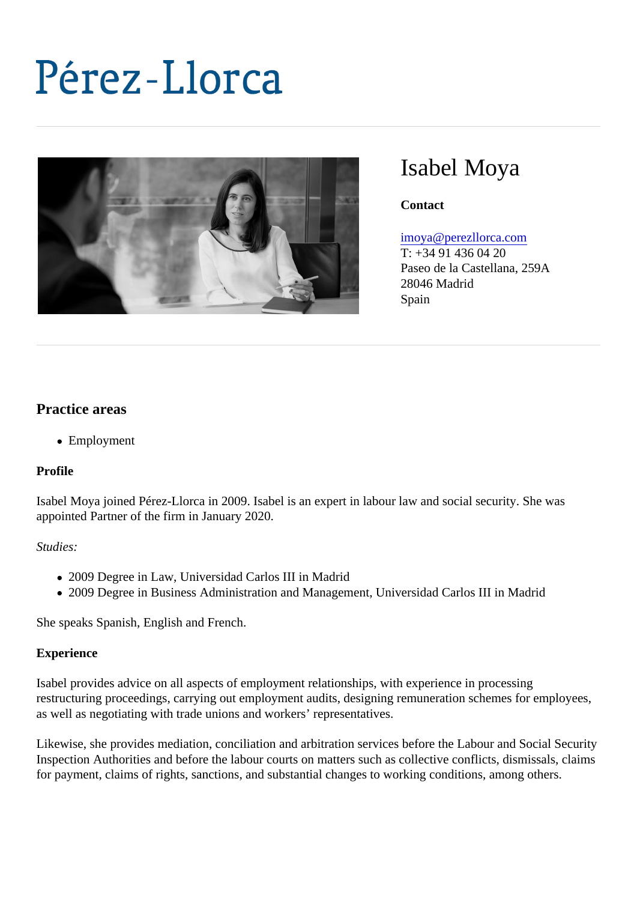# Pérez-Llorca

## Isabel Moya

**Contact**

imoya@perezllorca.com
T: +34 91 436 04 20
Paseo de la Castellana, 259A
28046 Madrid
Spain

### Practice areas

- Employment

**Profile**

Isabel Moya joined Pérez-Llorca in 2009. Isabel is an expert in labour law and social security. She was appointed Partner of the firm in January 2020.

*Studies:*

- 2009 Degree in Law, Universidad Carlos III in Madrid
- 2009 Degree in Business Administration and Management, Universidad Carlos III in Madrid

She speaks Spanish, English and French.

**Experience**

Isabel provides advice on all aspects of employment relationships, with experience in processing restructuring proceedings, carrying out employment audits, designing remuneration schemes for employees, as well as negotiating with trade unions and workers' representatives.

Likewise, she provides mediation, conciliation and arbitration services before the Labour and Social Security Inspection Authorities and before the labour courts on matters such as collective conflicts, dismissals, claims for payment, claims of rights, sanctions, and substantial changes to working conditions, among others.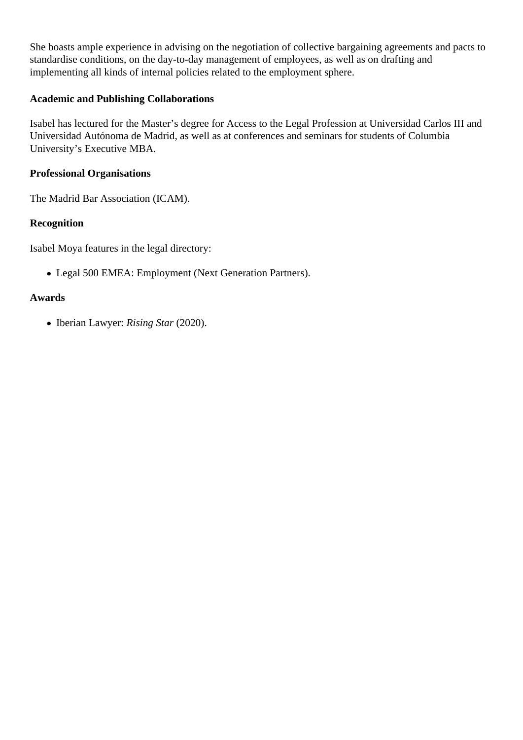She boasts ample experience in advising on the negotiation of collective bargaining agreements and pacts to standardise conditions, on the day-to-day management of employees, as well as on drafting and implementing all kinds of internal policies related to the employment sphere.

**Academic and Publishing Collaborations**

Isabel has lectured for the Master’s degree for Access to the Legal Profession at Universidad Carlos III and Universidad Autónoma de Madrid, as well as at conferences and seminars for students of Columbia University’s Executive MBA.

**Professional Organisations**

The Madrid Bar Association (ICAM).

**Recognition**

Isabel Moya features in the legal directory:

- Legal 500 EMEA: Employment (Next Generation Partners).

**Awards**

- Iberian Lawyer: *Rising Star* (2020).